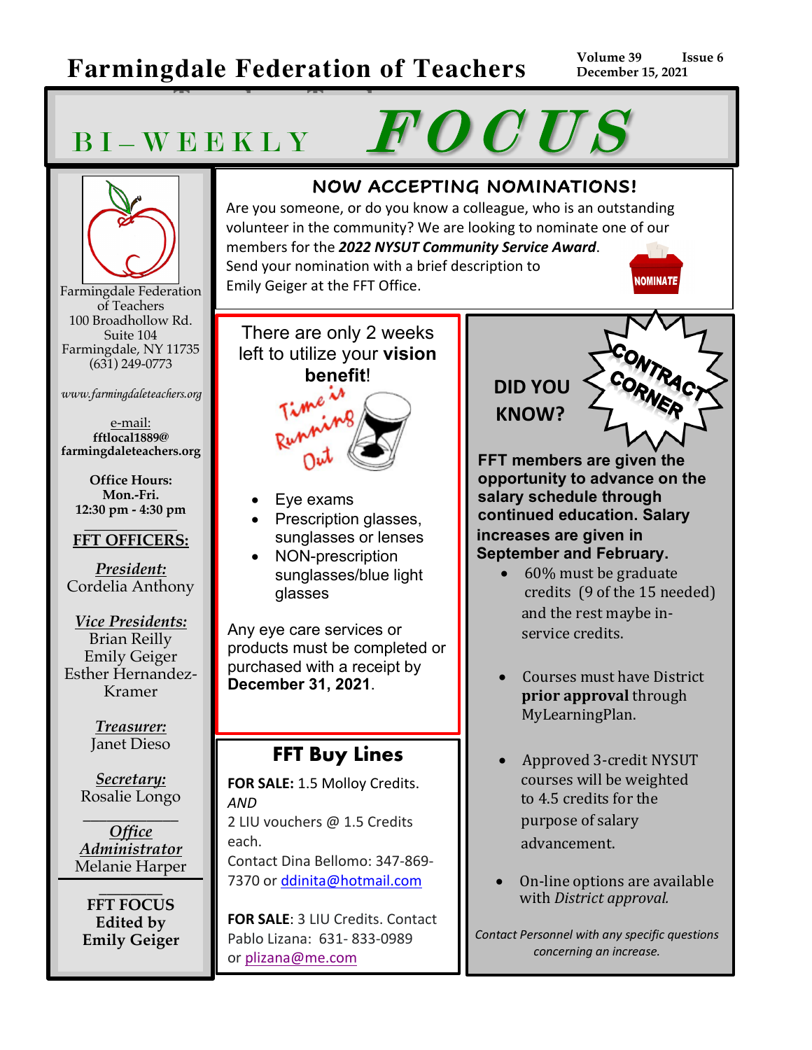# Farmingdale Federation of Teachers

**Volume 39 Issue 6**
**December 15, 2021**

# BI-WEEKLY *FOCUS*

Farmingdale Federation of Teachers
100 Broadhollow Rd.
Suite 104
Farmingdale, NY 11735
(631) 249-0773

*www.farmingdaleteachers.org*

e-mail:
**fftlocal1889@farmingdaleteachers.org**

**Office Hours:**
**Mon.-Fri.**
**12:30 pm - 4:30 pm**

**FFT OFFICERS:**

***President:***
Cordelia Anthony

***Vice Presidents:***
Brian Reilly
Emily Geiger
Esther Hernandez-Kramer

***Treasurer:***
Janet Dieso

***Secretary:***
Rosalie Longo

***Office Administrator***
Melanie Harper

**FFT FOCUS Edited by Emily Geiger**

## NOW ACCEPTING NOMINATIONS!

Are you someone, or do you know a colleague, who is an outstanding volunteer in the community? We are looking to nominate one of our members for the ***2022 NYSUT Community Service Award***. Send your nomination with a brief description to Emily Geiger at the FFT Office.

NOMINATE

## There are only 2 weeks left to utilize your **vision benefit**!

Time is Running Out

- Eye exams
- Prescription glasses, sunglasses or lenses
- NON-prescription sunglasses/blue light glasses

Any eye care services or products must be completed or purchased with a receipt by **December 31, 2021**.

## FFT Buy Lines

**FOR SALE:** 1.5 Molloy Credits.
*AND*
2 LIU vouchers @ 1.5 Credits each.
Contact Dina Bellomo: 347-869-7370 or ddinita@hotmail.com

**FOR SALE**: 3 LIU Credits. Contact Pablo Lizana: 631- 833-0989 or plizana@me.com

## DID YOU KNOW?

CONTRACT CORNER

**FFT members are given the opportunity to advance on the salary schedule through continued education. Salary increases are given in September and February.**

- 60% must be graduate credits (9 of the 15 needed) and the rest maybe in-service credits.
- Courses must have District **prior approval** through MyLearningPlan.
- Approved 3-credit NYSUT courses will be weighted to 4.5 credits for the purpose of salary advancement.
- On-line options are available with *District approval.*

*Contact Personnel with any specific questions concerning an increase.*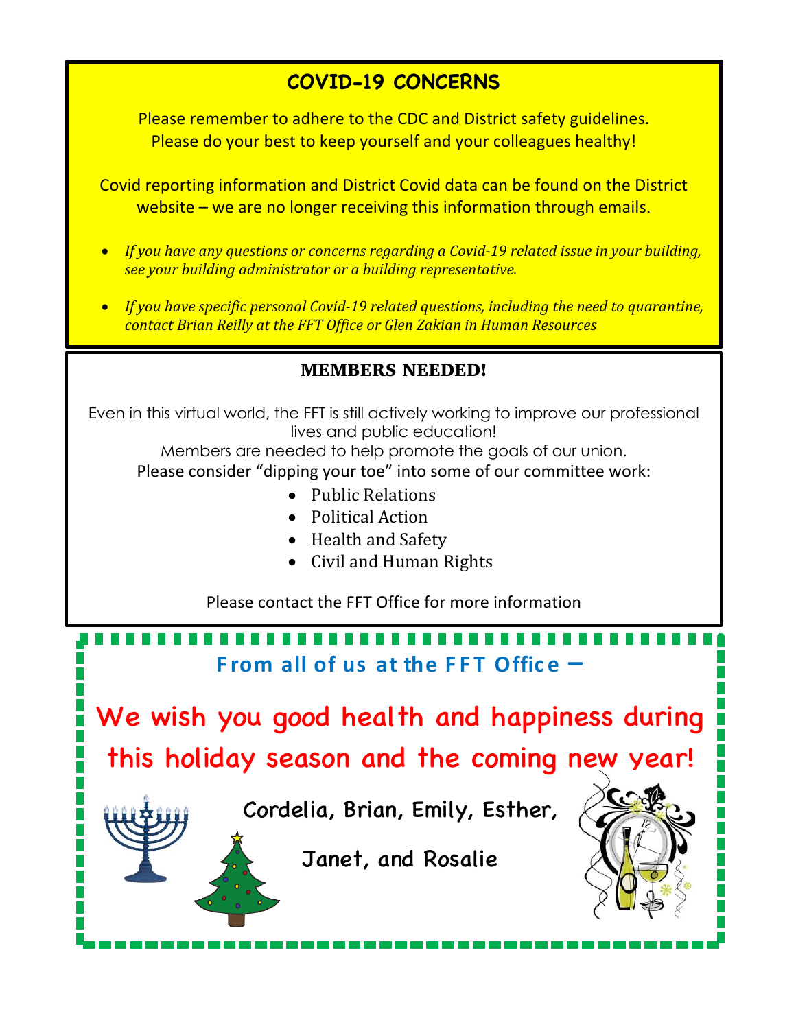## COVID-19 CONCERNS

Please remember to adhere to the CDC and District safety guidelines.
Please do your best to keep yourself and your colleagues healthy!

Covid reporting information and District Covid data can be found on the District website – we are no longer receiving this information through emails.

- *If you have any questions or concerns regarding a Covid-19 related issue in your building, see your building administrator or a building representative.*
- *If you have specific personal Covid-19 related questions, including the need to quarantine, contact Brian Reilly at the FFT Office or Glen Zakian in Human Resources*

## MEMBERS NEEDED!

Even in this virtual world, the FFT is still actively working to improve our professional lives and public education!
Members are needed to help promote the goals of our union.
Please consider "dipping your toe" into some of our committee work:

- Public Relations
- Political Action
- Health and Safety
- Civil and Human Rights

Please contact the FFT Office for more information

**From all of us at the FFT Office –**

**We wish you good health and happiness during this holiday season and the coming new year!**

Cordelia, Brian, Emily, Esther,

Janet, and Rosalie